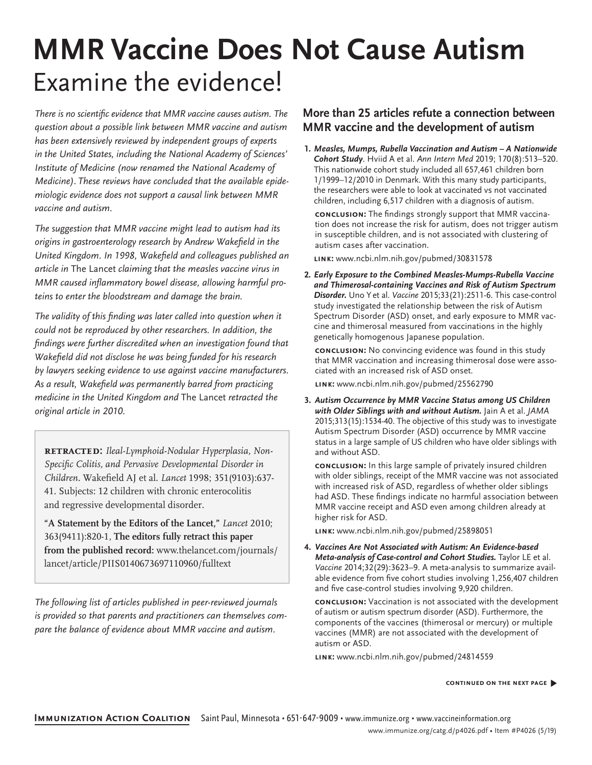# MMR Vaccine Does Not Cause Autism

## Examine the evidence!

*There is no scientific evidence that MMR vaccine causes autism. The question about a possible link between MMR vaccine and autism has been extensively reviewed by independent groups of experts in the United States, including the National Academy of Sciences' Institute of Medicine (now renamed the National Academy of Medicine). These reviews have concluded that the available epidemiologic evidence does not support a causal link between MMR vaccine and autism.*

*The suggestion that MMR vaccine might lead to autism had its origins in gastroenterology research by Andrew Wakefield in the United Kingdom. In 1998, Wakefield and colleagues published an article in* The Lancet *claiming that the measles vaccine virus in MMR caused inflammatory bowel disease, allowing harmful proteins to enter the bloodstream and damage the brain.*

*The validity of this finding was later called into question when it could not be reproduced by other researchers. In addition, the findings were further discredited when an investigation found that Wakefield did not disclose he was being funded for his research by lawyers seeking evidence to use against vaccine manufacturers. As a result, Wakefield was permanently barred from practicing medicine in the United Kingdom and* The Lancet *retracted the original article in 2010.*

> **RETRACTED:** *Ileal-Lymphoid-Nodular Hyperplasia, Non-Specific Colitis, and Pervasive Developmental Disorder in Children*. Wakefield AJ et al. *Lancet* 1998; 351(9103):637-41. Subjects: 12 children with chronic enterocolitis and regressive developmental disorder.
>
> **"A Statement by the Editors of the Lancet,"** *Lancet* 2010; 363(9411):820-1, **The editors fully retract this paper from the published record:** www.thelancet.com/journals/lancet/article/PIIS0140673697110960/fulltext

*The following list of articles published in peer-reviewed journals is provided so that parents and practitioners can themselves compare the balance of evidence about MMR vaccine and autism.*

### More than 25 articles refute a connection between MMR vaccine and the development of autism

1. ***Measles, Mumps, Rubella Vaccination and Autism – A Nationwide Cohort Study***. Hviid A et al. *Ann Intern Med* 2019; 170(8):513–520. This nationwide cohort study included all 657,461 children born 1/1999–12/2010 in Denmark. With this many study participants, the researchers were able to look at vaccinated vs not vaccinated children, including 6,517 children with a diagnosis of autism.

   **CONCLUSION:** The findings strongly support that MMR vaccination does not increase the risk for autism, does not trigger autism in susceptible children, and is not associated with clustering of autism cases after vaccination.

   **LINK:** www.ncbi.nlm.nih.gov/pubmed/30831578

2. ***Early Exposure to the Combined Measles-Mumps-Rubella Vaccine and Thimerosal-containing Vaccines and Risk of Autism Spectrum Disorder.*** Uno Y et al. *Vaccine* 2015;33(21):2511-6. This case-control study investigated the relationship between the risk of Autism Spectrum Disorder (ASD) onset, and early exposure to MMR vaccine and thimerosal measured from vaccinations in the highly genetically homogenous Japanese population.

   **CONCLUSION:** No convincing evidence was found in this study that MMR vaccination and increasing thimerosal dose were associated with an increased risk of ASD onset.

   **LINK:** www.ncbi.nlm.nih.gov/pubmed/25562790

3. ***Autism Occurrence by MMR Vaccine Status among US Children with Older Siblings with and without Autism.*** Jain A et al. *JAMA* 2015;313(15):1534-40. The objective of this study was to investigate Autism Spectrum Disorder (ASD) occurrence by MMR vaccine status in a large sample of US children who have older siblings with and without ASD.

   **CONCLUSION:** In this large sample of privately insured children with older siblings, receipt of the MMR vaccine was not associated with increased risk of ASD, regardless of whether older siblings had ASD. These findings indicate no harmful association between MMR vaccine receipt and ASD even among children already at higher risk for ASD.

   **LINK:** www.ncbi.nlm.nih.gov/pubmed/25898051

4. ***Vaccines Are Not Associated with Autism: An Evidence-based Meta-analysis of Case-control and Cohort Studies.*** Taylor LE et al. *Vaccine* 2014;32(29):3623–9. A meta-analysis to summarize available evidence from five cohort studies involving 1,256,407 children and five case-control studies involving 9,920 children.

   **CONCLUSION:** Vaccination is not associated with the development of autism or autism spectrum disorder (ASD). Furthermore, the components of the vaccines (thimerosal or mercury) or multiple vaccines (MMR) are not associated with the development of autism or ASD.

   **LINK:** www.ncbi.nlm.nih.gov/pubmed/24814559

**CONTINUED ON THE NEXT PAGE ▶**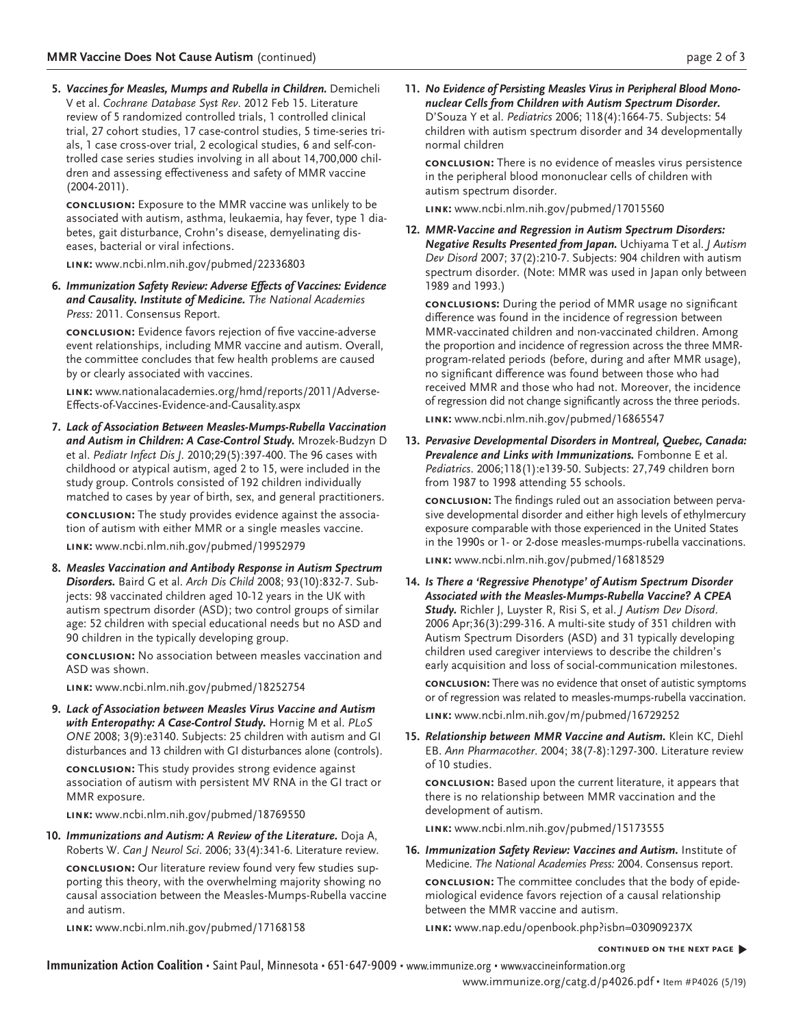5. ***Vaccines for Measles, Mumps and Rubella in Children.*** Demicheli V et al. *Cochrane Database Syst Rev*. 2012 Feb 15. Literature review of 5 randomized controlled trials, 1 controlled clinical trial, 27 cohort studies, 17 case-control studies, 5 time-series trials, 1 case cross-over trial, 2 ecological studies, 6 and self-controlled case series studies involving in all about 14,700,000 children and assessing effectiveness and safety of MMR vaccine (2004-2011).

   **CONCLUSION:** Exposure to the MMR vaccine was unlikely to be associated with autism, asthma, leukaemia, hay fever, type 1 diabetes, gait disturbance, Crohn's disease, demyelinating diseases, bacterial or viral infections.

   **LINK:** www.ncbi.nlm.nih.gov/pubmed/22336803

6. ***Immunization Safety Review: Adverse Effects of Vaccines: Evidence and Causality. Institute of Medicine.*** *The National Academies Press:* 2011. Consensus Report.

   **CONCLUSION:** Evidence favors rejection of five vaccine-adverse event relationships, including MMR vaccine and autism. Overall, the committee concludes that few health problems are caused by or clearly associated with vaccines.

   **LINK:** www.nationalacademies.org/hmd/reports/2011/Adverse-Effects-of-Vaccines-Evidence-and-Causality.aspx

7. ***Lack of Association Between Measles-Mumps-Rubella Vaccination and Autism in Children: A Case-Control Study.*** Mrozek-Budzyn D et al. *Pediatr Infect Dis J*. 2010;29(5):397-400. The 96 cases with childhood or atypical autism, aged 2 to 15, were included in the study group. Controls consisted of 192 children individually matched to cases by year of birth, sex, and general practitioners.

   **CONCLUSION:** The study provides evidence against the association of autism with either MMR or a single measles vaccine.

   **LINK:** www.ncbi.nlm.nih.gov/pubmed/19952979

8. ***Measles Vaccination and Antibody Response in Autism Spectrum Disorders.*** Baird G et al. *Arch Dis Child* 2008; 93(10):832-7. Subjects: 98 vaccinated children aged 10-12 years in the UK with autism spectrum disorder (ASD); two control groups of similar age: 52 children with special educational needs but no ASD and 90 children in the typically developing group.

   **CONCLUSION:** No association between measles vaccination and ASD was shown.

   **LINK:** www.ncbi.nlm.nih.gov/pubmed/18252754

9. ***Lack of Association between Measles Virus Vaccine and Autism with Enteropathy: A Case-Control Study.*** Hornig M et al. *PLoS ONE* 2008; 3(9):e3140. Subjects: 25 children with autism and GI disturbances and 13 children with GI disturbances alone (controls).

   **CONCLUSION:** This study provides strong evidence against association of autism with persistent MV RNA in the GI tract or MMR exposure.

   **LINK:** www.ncbi.nlm.nih.gov/pubmed/18769550

10. ***Immunizations and Autism: A Review of the Literature.*** Doja A, Roberts W. *Can J Neurol Sci*. 2006; 33(4):341-6. Literature review.

    **CONCLUSION:** Our literature review found very few studies supporting this theory, with the overwhelming majority showing no causal association between the Measles-Mumps-Rubella vaccine and autism.

    **LINK:** www.ncbi.nlm.nih.gov/pubmed/17168158

11. ***No Evidence of Persisting Measles Virus in Peripheral Blood Mononuclear Cells from Children with Autism Spectrum Disorder.*** D'Souza Y et al. *Pediatrics* 2006; 118(4):1664-75. Subjects: 54 children with autism spectrum disorder and 34 developmentally normal children

    **CONCLUSION:** There is no evidence of measles virus persistence in the peripheral blood mononuclear cells of children with autism spectrum disorder.

    **LINK:** www.ncbi.nlm.nih.gov/pubmed/17015560

12. ***MMR-Vaccine and Regression in Autism Spectrum Disorders: Negative Results Presented from Japan.*** Uchiyama T et al. *J Autism Dev Disord* 2007; 37(2):210-7. Subjects: 904 children with autism spectrum disorder. (Note: MMR was used in Japan only between 1989 and 1993.)

    **CONCLUSIONS:** During the period of MMR usage no significant difference was found in the incidence of regression between MMR-vaccinated children and non-vaccinated children. Among the proportion and incidence of regression across the three MMR-program-related periods (before, during and after MMR usage), no significant difference was found between those who had received MMR and those who had not. Moreover, the incidence of regression did not change significantly across the three periods.

    **LINK:** www.ncbi.nlm.nih.gov/pubmed/16865547

13. ***Pervasive Developmental Disorders in Montreal, Quebec, Canada: Prevalence and Links with Immunizations.*** Fombonne E et al. *Pediatrics*. 2006;118(1):e139-50. Subjects: 27,749 children born from 1987 to 1998 attending 55 schools.

    **CONCLUSION:** The findings ruled out an association between pervasive developmental disorder and either high levels of ethylmercury exposure comparable with those experienced in the United States in the 1990s or 1- or 2-dose measles-mumps-rubella vaccinations.

    **LINK:** www.ncbi.nlm.nih.gov/pubmed/16818529

14. ***Is There a 'Regressive Phenotype' of Autism Spectrum Disorder Associated with the Measles-Mumps-Rubella Vaccine? A CPEA Study.*** Richler J, Luyster R, Risi S, et al. *J Autism Dev Disord*. 2006 Apr;36(3):299-316. A multi-site study of 351 children with Autism Spectrum Disorders (ASD) and 31 typically developing children used caregiver interviews to describe the children's early acquisition and loss of social-communication milestones.

    **CONCLUSION:** There was no evidence that onset of autistic symptoms or of regression was related to measles-mumps-rubella vaccination.

    **LINK:** www.ncbi.nlm.nih.gov/m/pubmed/16729252

15. ***Relationship between MMR Vaccine and Autism.*** Klein KC, Diehl EB. *Ann Pharmacother*. 2004; 38(7-8):1297-300. Literature review of 10 studies.

    **CONCLUSION:** Based upon the current literature, it appears that there is no relationship between MMR vaccination and the development of autism.

    **LINK:** www.ncbi.nlm.nih.gov/pubmed/15173555

16. ***Immunization Safety Review: Vaccines and Autism.*** Institute of Medicine. *The National Academies Press:* 2004. Consensus report.

    **CONCLUSION:** The committee concludes that the body of epidemiological evidence favors rejection of a causal relationship between the MMR vaccine and autism.

    **LINK:** www.nap.edu/openbook.php?isbn=030909237X

**CONTINUED ON THE NEXT PAGE ▶**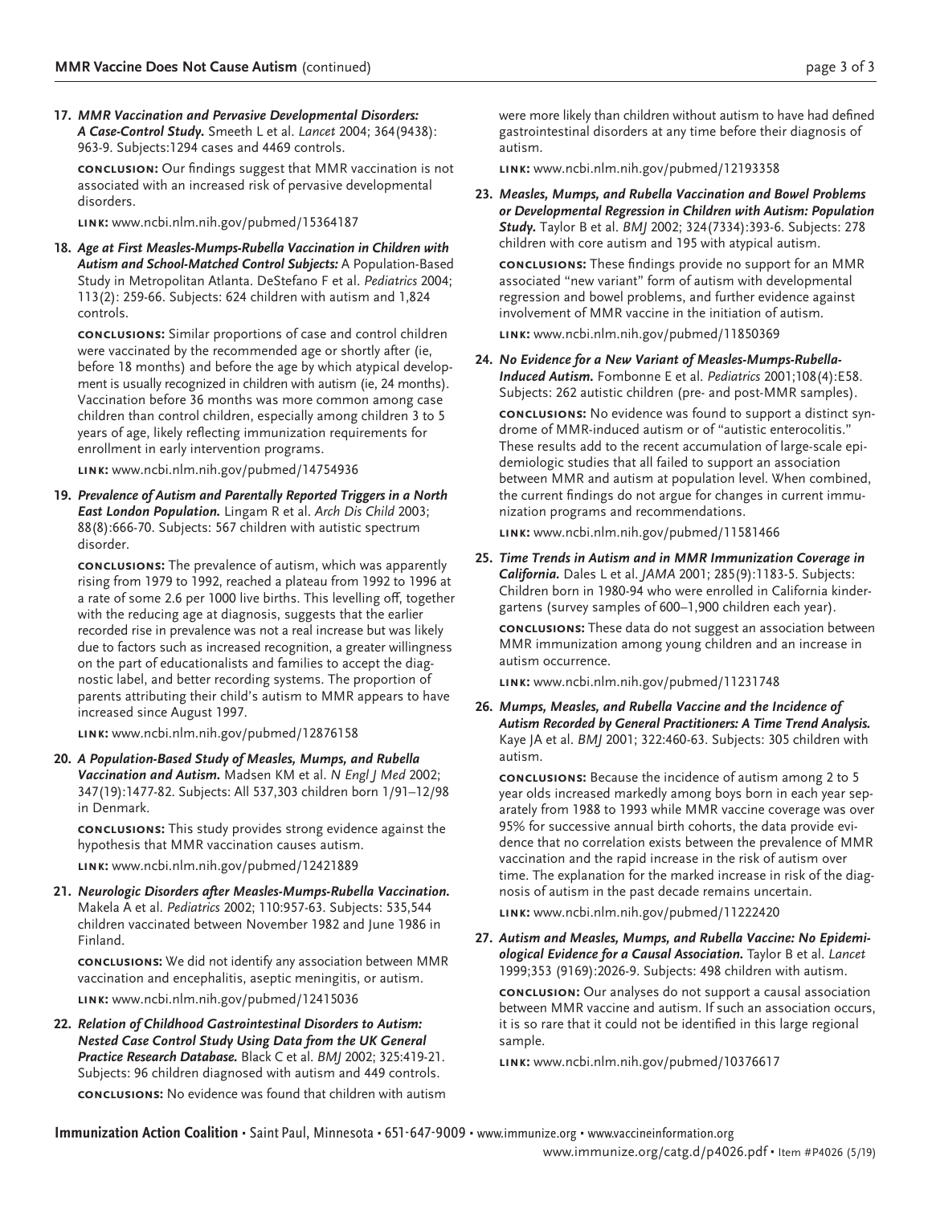**17. *MMR Vaccination and Pervasive Developmental Disorders: A Case-Control Study.*** Smeeth L et al. *Lancet* 2004; 364(9438): 963-9. Subjects:1294 cases and 4469 controls.

**CONCLUSION:** Our findings suggest that MMR vaccination is not associated with an increased risk of pervasive developmental disorders.

**LINK:** www.ncbi.nlm.nih.gov/pubmed/15364187

**18. *Age at First Measles-Mumps-Rubella Vaccination in Children with Autism and School-Matched Control Subjects:*** A Population-Based Study in Metropolitan Atlanta. DeStefano F et al. *Pediatrics* 2004; 113(2): 259-66. Subjects: 624 children with autism and 1,824 controls.

**CONCLUSIONS:** Similar proportions of case and control children were vaccinated by the recommended age or shortly after (ie, before 18 months) and before the age by which atypical development is usually recognized in children with autism (ie, 24 months). Vaccination before 36 months was more common among case children than control children, especially among children 3 to 5 years of age, likely reflecting immunization requirements for enrollment in early intervention programs.

**LINK:** www.ncbi.nlm.nih.gov/pubmed/14754936

**19. *Prevalence of Autism and Parentally Reported Triggers in a North East London Population.*** Lingam R et al. *Arch Dis Child* 2003; 88(8):666-70. Subjects: 567 children with autistic spectrum disorder.

**CONCLUSIONS:** The prevalence of autism, which was apparently rising from 1979 to 1992, reached a plateau from 1992 to 1996 at a rate of some 2.6 per 1000 live births. This levelling off, together with the reducing age at diagnosis, suggests that the earlier recorded rise in prevalence was not a real increase but was likely due to factors such as increased recognition, a greater willingness on the part of educationalists and families to accept the diagnostic label, and better recording systems. The proportion of parents attributing their child's autism to MMR appears to have increased since August 1997.

**LINK:** www.ncbi.nlm.nih.gov/pubmed/12876158

**20. *A Population-Based Study of Measles, Mumps, and Rubella Vaccination and Autism.*** Madsen KM et al. *N Engl J Med* 2002; 347(19):1477-82. Subjects: All 537,303 children born 1/91–12/98 in Denmark.

**CONCLUSIONS:** This study provides strong evidence against the hypothesis that MMR vaccination causes autism.

**LINK:** www.ncbi.nlm.nih.gov/pubmed/12421889

**21. *Neurologic Disorders after Measles-Mumps-Rubella Vaccination.*** Makela A et al. *Pediatrics* 2002; 110:957-63. Subjects: 535,544 children vaccinated between November 1982 and June 1986 in Finland.

**CONCLUSIONS:** We did not identify any association between MMR vaccination and encephalitis, aseptic meningitis, or autism.

**LINK:** www.ncbi.nlm.nih.gov/pubmed/12415036

**22. *Relation of Childhood Gastrointestinal Disorders to Autism: Nested Case Control Study Using Data from the UK General Practice Research Database.*** Black C et al. *BMJ* 2002; 325:419-21. Subjects: 96 children diagnosed with autism and 449 controls.

**CONCLUSIONS:** No evidence was found that children with autism were more likely than children without autism to have had defined gastrointestinal disorders at any time before their diagnosis of autism.

**LINK:** www.ncbi.nlm.nih.gov/pubmed/12193358

**23. *Measles, Mumps, and Rubella Vaccination and Bowel Problems or Developmental Regression in Children with Autism: Population Study.*** Taylor B et al. *BMJ* 2002; 324(7334):393-6. Subjects: 278 children with core autism and 195 with atypical autism.

**CONCLUSIONS:** These findings provide no support for an MMR associated "new variant" form of autism with developmental regression and bowel problems, and further evidence against involvement of MMR vaccine in the initiation of autism.

**LINK:** www.ncbi.nlm.nih.gov/pubmed/11850369

**24. *No Evidence for a New Variant of Measles-Mumps-Rubella-Induced Autism.*** Fombonne E et al. *Pediatrics* 2001;108(4):E58. Subjects: 262 autistic children (pre- and post-MMR samples).

**CONCLUSIONS:** No evidence was found to support a distinct syndrome of MMR-induced autism or of "autistic enterocolitis." These results add to the recent accumulation of large-scale epidemiologic studies that all failed to support an association between MMR and autism at population level. When combined, the current findings do not argue for changes in current immunization programs and recommendations.

**LINK:** www.ncbi.nlm.nih.gov/pubmed/11581466

**25. *Time Trends in Autism and in MMR Immunization Coverage in California.*** Dales L et al. *JAMA* 2001; 285(9):1183-5. Subjects: Children born in 1980-94 who were enrolled in California kindergartens (survey samples of 600–1,900 children each year).

**CONCLUSIONS:** These data do not suggest an association between MMR immunization among young children and an increase in autism occurrence.

**LINK:** www.ncbi.nlm.nih.gov/pubmed/11231748

**26. *Mumps, Measles, and Rubella Vaccine and the Incidence of Autism Recorded by General Practitioners: A Time Trend Analysis.*** Kaye JA et al. *BMJ* 2001; 322:460-63. Subjects: 305 children with autism.

**CONCLUSIONS:** Because the incidence of autism among 2 to 5 year olds increased markedly among boys born in each year separately from 1988 to 1993 while MMR vaccine coverage was over 95% for successive annual birth cohorts, the data provide evidence that no correlation exists between the prevalence of MMR vaccination and the rapid increase in the risk of autism over time. The explanation for the marked increase in risk of the diagnosis of autism in the past decade remains uncertain.

**LINK:** www.ncbi.nlm.nih.gov/pubmed/11222420

**27. *Autism and Measles, Mumps, and Rubella Vaccine: No Epidemiological Evidence for a Causal Association.*** Taylor B et al. *Lancet* 1999;353 (9169):2026-9. Subjects: 498 children with autism.

**CONCLUSION:** Our analyses do not support a causal association between MMR vaccine and autism. If such an association occurs, it is so rare that it could not be identified in this large regional sample.

**LINK:** www.ncbi.nlm.nih.gov/pubmed/10376617